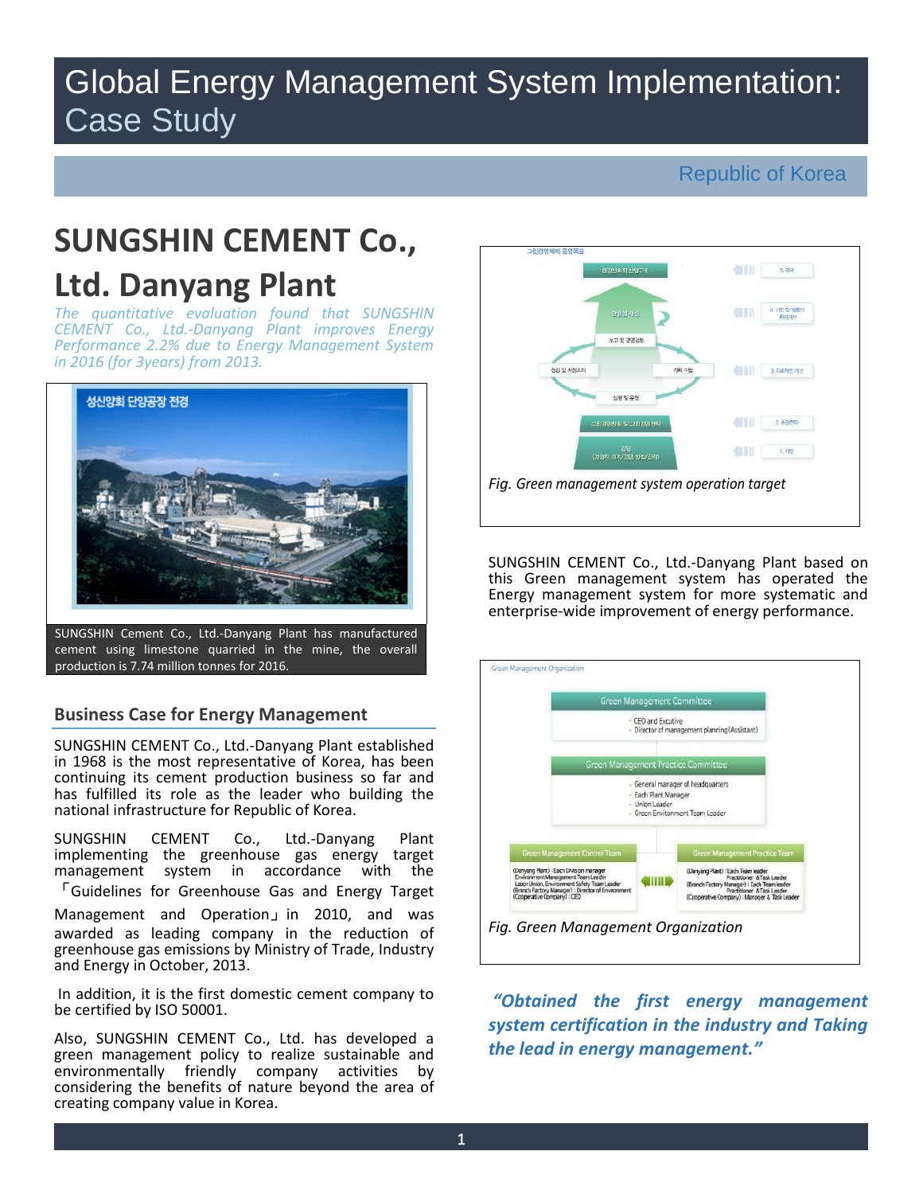# Global Energy Management System Implementation: Case Study

Republic of Korea

# SUNGSHIN CEMENT Co., Ltd. Danyang Plant

*The quantitative evaluation found that SUNGSHIN CEMENT Co., Ltd.-Danyang Plant improves Energy Performance 2.2% due to Energy Management System in 2016 (for 3years) from 2013.*

SUNGSHIN Cement Co., Ltd.-Danyang Plant has manufactured cement using limestone quarried in the mine, the overall production is 7.74 million tonnes for 2016.

## Business Case for Energy Management

SUNGSHIN CEMENT Co., Ltd.-Danyang Plant established in 1968 is the most representative of Korea, has been continuing its cement production business so far and has fulfilled its role as the leader who building the national infrastructure for Republic of Korea.

SUNGSHIN CEMENT Co., Ltd.-Danyang Plant implementing the greenhouse gas energy target management system in accordance with 「Guidelines for Greenhouse Gas and Energy Target Management and Operation」 in 2010, and was awarded as leading company in the reduction of greenhouse gas emissions by Ministry of Trade, Industry and Energy in October, 2013.

In addition, it is the first domestic cement company to be certified by ISO 50001.

Also, SUNGSHIN CEMENT Co., Ltd. has developed a green management policy to realize sustainable and environmentally friendly company activities by considering the benefits of nature beyond the area of creating company value in Korea.

*Fig. Green management system operation target*

SUNGSHIN CEMENT Co., Ltd.-Danyang Plant based on this Green management system has operated the Energy management system for more systematic and enterprise-wide improvement of energy performance.

*Fig. Green Management Organization*

***"Obtained the first energy management system certification in the industry and Taking the lead in energy management."***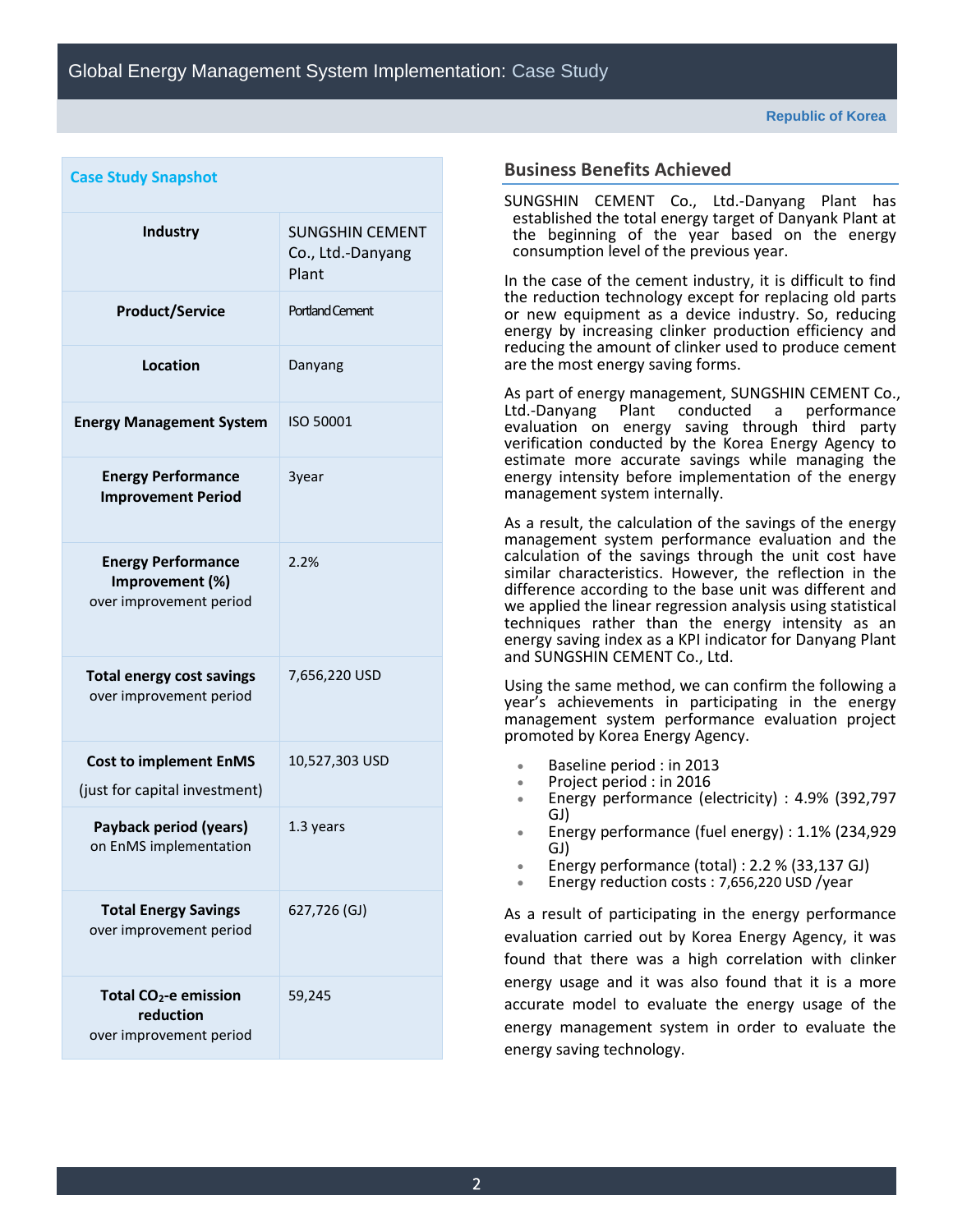## Case Study Snapshot

| | |
|---|---|
| **Industry** | SUNGSHIN CEMENT Co., Ltd.-Danyang Plant |
| **Product/Service** | Portland Cement |
| **Location** | Danyang |
| **Energy Management System** | ISO 50001 |
| **Energy Performance Improvement Period** | 3year |
| **Energy Performance Improvement (%)** over improvement period | 2.2% |
| **Total energy cost savings** over improvement period | 7,656,220 USD |
| **Cost to implement EnMS** (just for capital investment) | 10,527,303 USD |
| **Payback period (years)** on EnMS implementation | 1.3 years |
| **Total Energy Savings** over improvement period | 627,726 (GJ) |
| **Total $CO_2$-e emission reduction** over improvement period | 59,245 |

## Business Benefits Achieved

SUNGSHIN CEMENT Co., Ltd.-Danyang Plant has established the total energy target of Danyank Plant at the beginning of the year based on the energy consumption level of the previous year.

In the case of the cement industry, it is difficult to find the reduction technology except for replacing old parts or new equipment as a device industry. So, reducing energy by increasing clinker production efficiency and reducing the amount of clinker used to produce cement are the most energy saving forms.

As part of energy management, SUNGSHIN CEMENT Co., Ltd.-Danyang Plant conducted a performance evaluation on energy saving through third party verification conducted by the Korea Energy Agency to estimate more accurate savings while managing the energy intensity before implementation of the energy management system internally.

As a result, the calculation of the savings of the energy management system performance evaluation and the calculation of the savings through the unit cost have similar characteristics. However, the reflection in the difference according to the base unit was different and we applied the linear regression analysis using statistical techniques rather than the energy intensity as an energy saving index as a KPI indicator for Danyang Plant and SUNGSHIN CEMENT Co., Ltd.

Using the same method, we can confirm the following a year's achievements in participating in the energy management system performance evaluation project promoted by Korea Energy Agency.

- Baseline period : in 2013
- Project period : in 2016
- Energy performance (electricity) : 4.9% (392,797 GJ)
- Energy performance (fuel energy) : 1.1% (234,929 GJ)
- Energy performance (total) : 2.2 % (33,137 GJ)
- Energy reduction costs : 7,656,220 USD /year

As a result of participating in the energy performance evaluation carried out by Korea Energy Agency, it was found that there was a high correlation with clinker energy usage and it was also found that it is a more accurate model to evaluate the energy usage of the energy management system in order to evaluate the energy saving technology.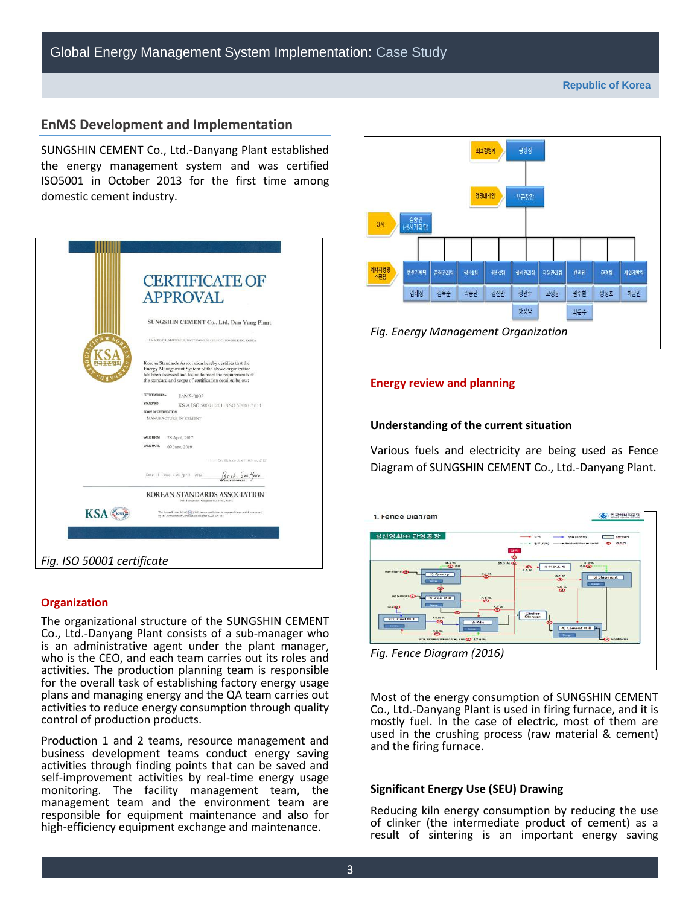## EnMS Development and Implementation

SUNGSHIN CEMENT Co., Ltd.-Danyang Plant established the energy management system and was certified ISO5001 in October 2013 for the first time among domestic cement industry.

*Fig. ISO 50001 certificate*

### Organization

The organizational structure of the SUNGSHIN CEMENT Co., Ltd.-Danyang Plant consists of a sub-manager who is an administrative agent under the plant manager, who is the CEO, and each team carries out its roles and activities. The production planning team is responsible for the overall task of establishing factory energy usage plans and managing energy and the QA team carries out activities to reduce energy consumption through quality control of production products.

Production 1 and 2 teams, resource management and business development teams conduct energy saving activities through finding points that can be saved and self-improvement activities by real-time energy usage monitoring. The facility management team, the management team and the environment team are responsible for equipment maintenance and also for high-efficiency equipment exchange and maintenance.

*Fig. Energy Management Organization*

### Energy review and planning

#### Understanding of the current situation

Various fuels and electricity are being used as Fence Diagram of SUNGSHIN CEMENT Co., Ltd.-Danyang Plant.

*Fig. Fence Diagram (2016)*

Most of the energy consumption of SUNGSHIN CEMENT Co., Ltd.-Danyang Plant is used in firing furnace, and it is mostly fuel. In the case of electric, most of them are used in the crushing process (raw material & cement) and the firing furnace.

#### Significant Energy Use (SEU) Drawing

Reducing kiln energy consumption by reducing the use of clinker (the intermediate product of cement) as a result of sintering is an important energy saving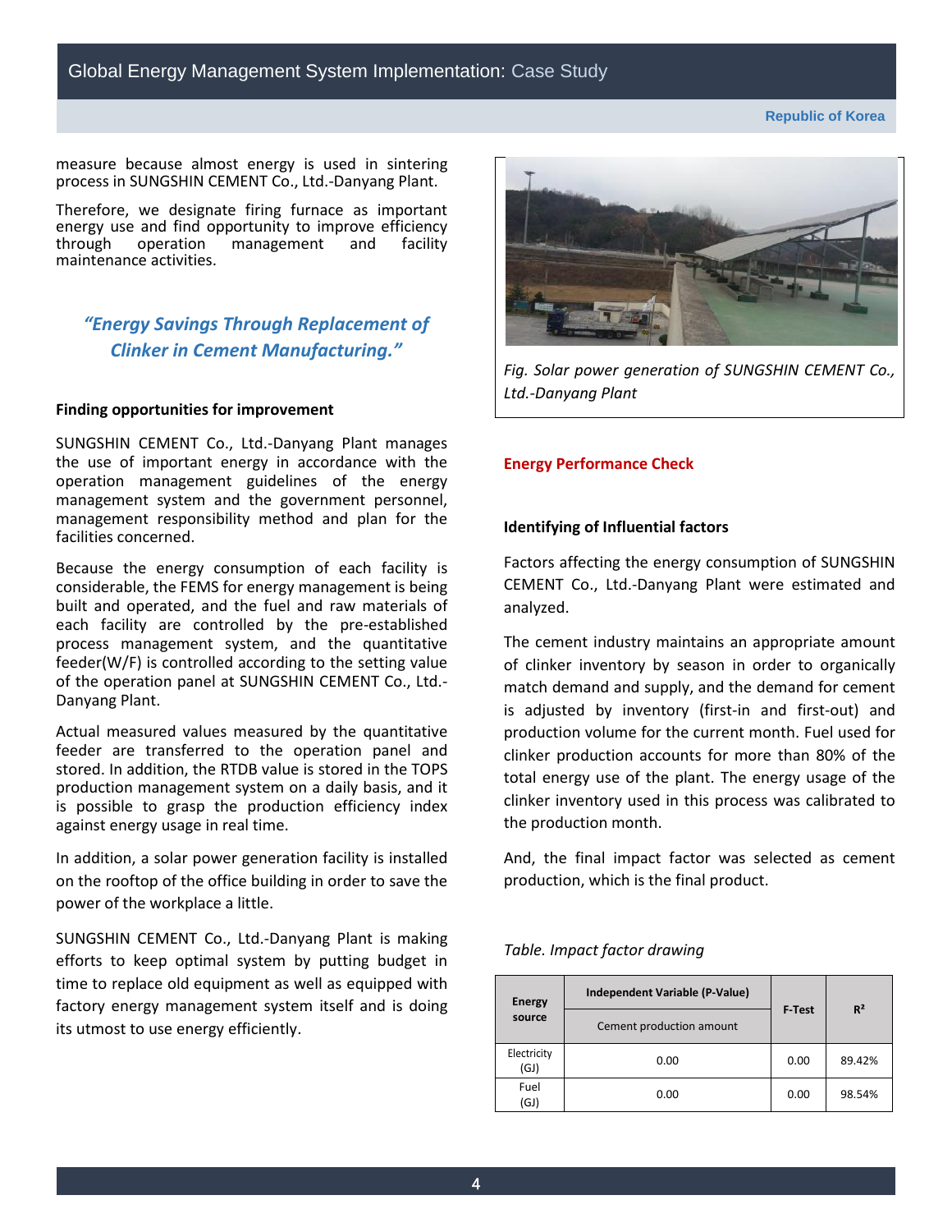measure because almost energy is used in sintering process in SUNGSHIN CEMENT Co., Ltd.-Danyang Plant.

Therefore, we designate firing furnace as important energy use and find opportunity to improve efficiency through operation management and facility maintenance activities.

### *"Energy Savings Through Replacement of Clinker in Cement Manufacturing."*

**Finding opportunities for improvement**

SUNGSHIN CEMENT Co., Ltd.-Danyang Plant manages the use of important energy in accordance with the operation management guidelines of the energy management system and the government personnel, management responsibility method and plan for the facilities concerned.

Because the energy consumption of each facility is considerable, the FEMS for energy management is being built and operated, and the fuel and raw materials of each facility are controlled by the pre-established process management system, and the quantitative feeder(W/F) is controlled according to the setting value of the operation panel at SUNGSHIN CEMENT Co., Ltd.-Danyang Plant.

Actual measured values measured by the quantitative feeder are transferred to the operation panel and stored. In addition, the RTDB value is stored in the TOPS production management system on a daily basis, and it is possible to grasp the production efficiency index against energy usage in real time.

In addition, a solar power generation facility is installed on the rooftop of the office building in order to save the power of the workplace a little.

SUNGSHIN CEMENT Co., Ltd.-Danyang Plant is making efforts to keep optimal system by putting budget in time to replace old equipment as well as equipped with factory energy management system itself and is doing its utmost to use energy efficiently.

*Fig. Solar power generation of SUNGSHIN CEMENT Co., Ltd.-Danyang Plant*

## Energy Performance Check

**Identifying of Influential factors**

Factors affecting the energy consumption of SUNGSHIN CEMENT Co., Ltd.-Danyang Plant were estimated and analyzed.

The cement industry maintains an appropriate amount of clinker inventory by season in order to organically match demand and supply, and the demand for cement is adjusted by inventory (first-in and first-out) and production volume for the current month. Fuel used for clinker production accounts for more than 80% of the total energy use of the plant. The energy usage of the clinker inventory used in this process was calibrated to the production month.

And, the final impact factor was selected as cement production, which is the final product.

*Table. Impact factor drawing*

| Energy source | Independent Variable (P-Value) | F-Test | $R^2$ |
|---|---|---|---|
| | Cement production amount | | |
| Electricity (GJ) | 0.00 | 0.00 | 89.42% |
| Fuel (GJ) | 0.00 | 0.00 | 98.54% |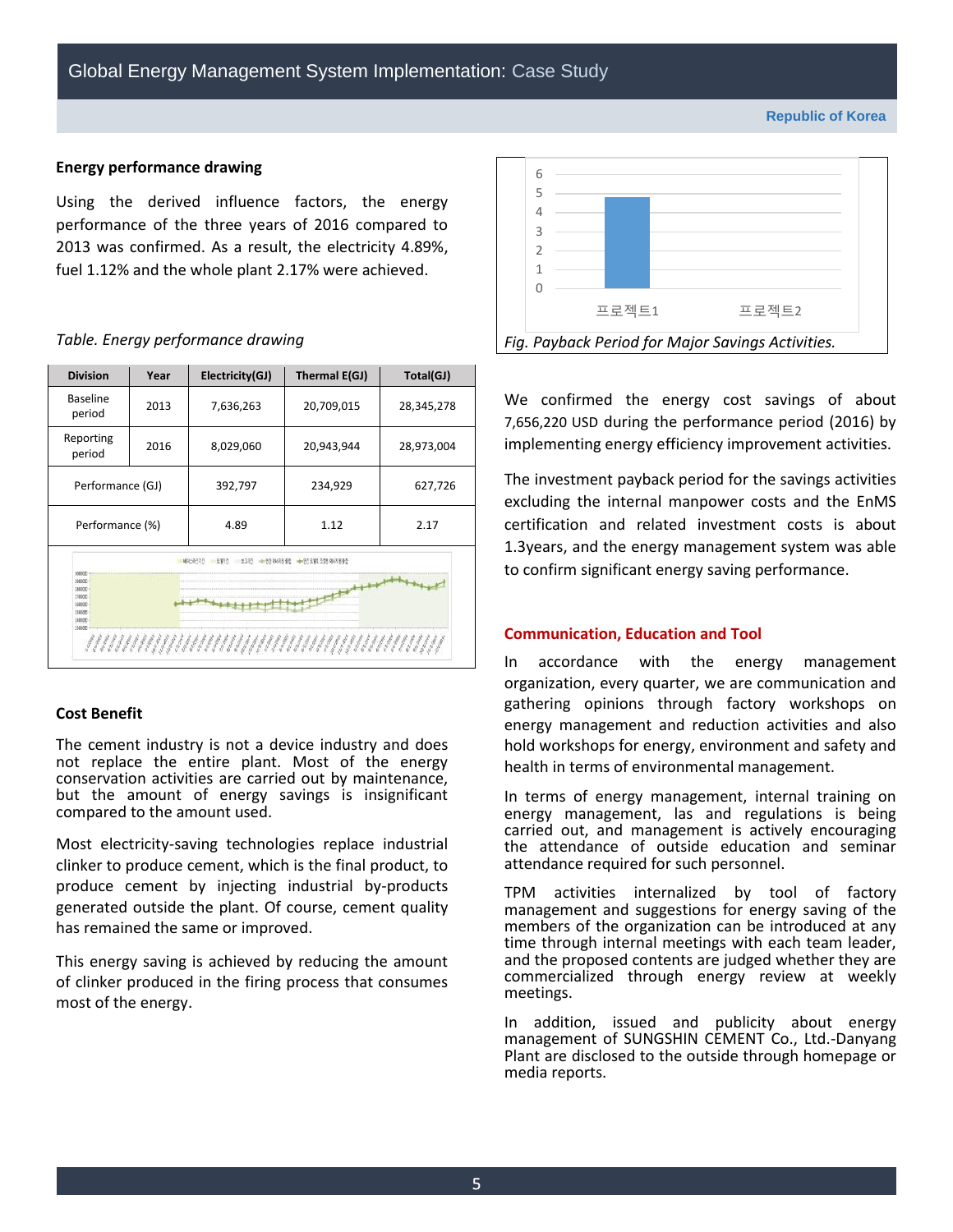### Energy performance drawing

Using the derived influence factors, the energy performance of the three years of 2016 compared to 2013 was confirmed. As a result, the electricity 4.89%, fuel 1.12% and the whole plant 2.17% were achieved.

*Table. Energy performance drawing*

| Division | Year | Electricity(GJ) | Thermal E(GJ) | Total(GJ) |
|---|---|---|---|---|
| Baseline period | 2013 | 7,636,263 | 20,709,015 | 28,345,278 |
| Reporting period | 2016 | 8,029,060 | 20,943,944 | 28,973,004 |
| Performance (GJ) | | 392,797 | 234,929 | 627,726 |
| Performance (%) | | 4.89 | 1.12 | 2.17 |

### Cost Benefit

The cement industry is not a device industry and does not replace the entire plant. Most of the energy conservation activities are carried out by maintenance, but the amount of energy savings is insignificant compared to the amount used.

Most electricity-saving technologies replace industrial clinker to produce cement, which is the final product, to produce cement by injecting industrial by-products generated outside the plant. Of course, cement quality has remained the same or improved.

This energy saving is achieved by reducing the amount of clinker produced in the firing process that consumes most of the energy.

*Fig. Payback Period for Major Savings Activities.*

We confirmed the energy cost savings of about 7,656,220 USD during the performance period (2016) by implementing energy efficiency improvement activities.

The investment payback period for the savings activities excluding the internal manpower costs and the EnMS certification and related investment costs is about 1.3years, and the energy management system was able to confirm significant energy saving performance.

### Communication, Education and Tool

In accordance with the energy management organization, every quarter, we are communication and gathering opinions through factory workshops on energy management and reduction activities and also hold workshops for energy, environment and safety and health in terms of environmental management.

In terms of energy management, internal training on energy management, las and regulations is being carried out, and management is actively encouraging the attendance of outside education and seminar attendance required for such personnel.

TPM activities internalized by tool of factory management and suggestions for energy saving of the members of the organization can be introduced at any time through internal meetings with each team leader, and the proposed contents are judged whether they are commercialized through energy review at weekly meetings.

In addition, issued and publicity about energy management of SUNGSHIN CEMENT Co., Ltd.-Danyang Plant are disclosed to the outside through homepage or media reports.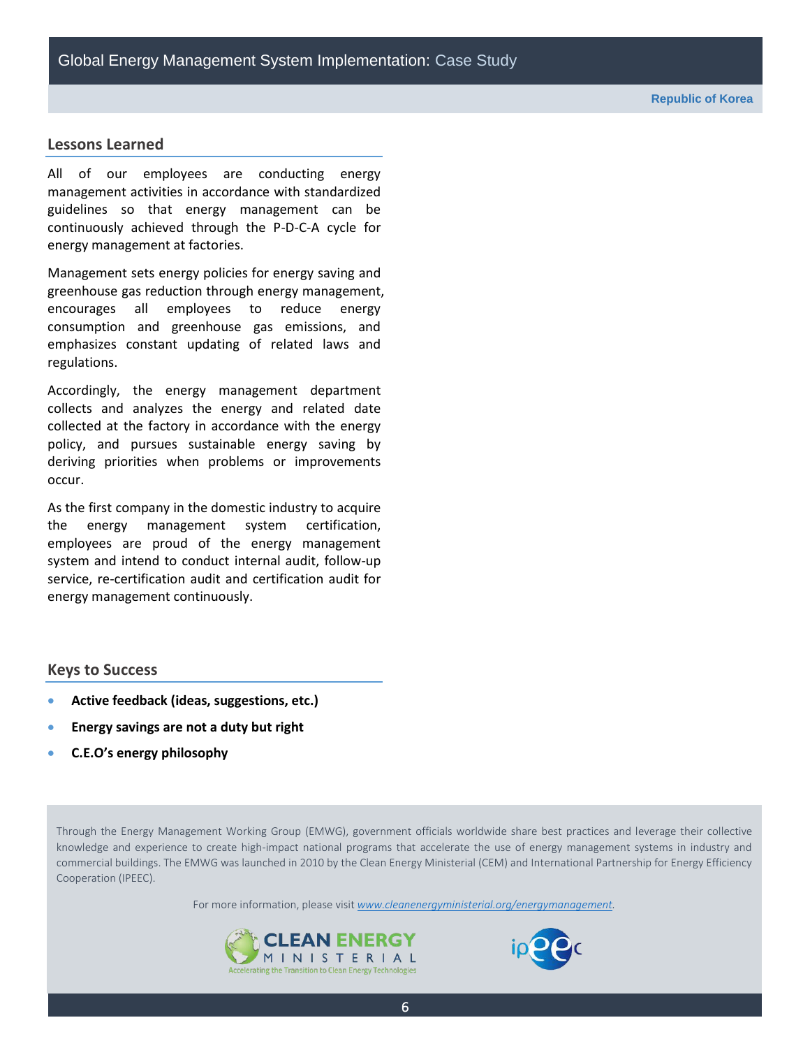## Lessons Learned

All of our employees are conducting energy management activities in accordance with standardized guidelines so that energy management can be continuously achieved through the P-D-C-A cycle for energy management at factories.

Management sets energy policies for energy saving and greenhouse gas reduction through energy management, encourages all employees to reduce energy consumption and greenhouse gas emissions, and emphasizes constant updating of related laws and regulations.

Accordingly, the energy management department collects and analyzes the energy and related date collected at the factory in accordance with the energy policy, and pursues sustainable energy saving by deriving priorities when problems or improvements occur.

As the first company in the domestic industry to acquire the energy management system certification, employees are proud of the energy management system and intend to conduct internal audit, follow-up service, re-certification audit and certification audit for energy management continuously.

## Keys to Success

- **Active feedback (ideas, suggestions, etc.)**
- **Energy savings are not a duty but right**
- **C.E.O's energy philosophy**

Through the Energy Management Working Group (EMWG), government officials worldwide share best practices and leverage their collective knowledge and experience to create high-impact national programs that accelerate the use of energy management systems in industry and commercial buildings. The EMWG was launched in 2010 by the Clean Energy Ministerial (CEM) and International Partnership for Energy Efficiency Cooperation (IPEEC).

For more information, please visit *www.cleanenergyministerial.org/energymanagement*.

CLEAN ENERGY MINISTERIAL
Accelerating the Transition to Clean Energy Technologies

ipeec